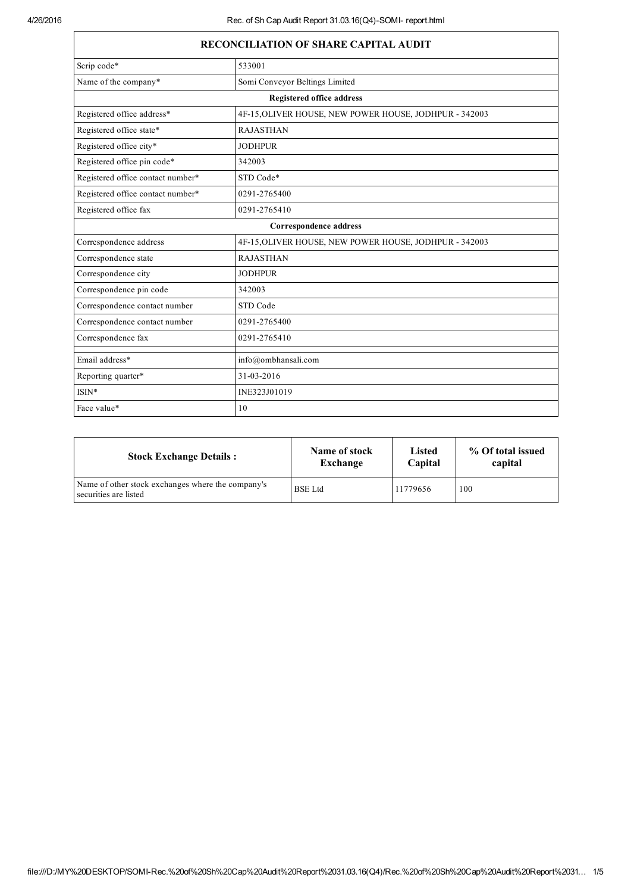# RECONCILIATION OF SHARE CAPITAL AUDIT

| | |
|---|---|
| Scrip code* | 533001 |
| Name of the company* | Somi Conveyor Beltings Limited |
| **Registered office address** | |
| Registered office address* | 4F-15,OLIVER HOUSE, NEW POWER HOUSE, JODHPUR - 342003 |
| Registered office state* | RAJASTHAN |
| Registered office city* | JODHPUR |
| Registered office pin code* | 342003 |
| Registered office contact number* | STD Code* |
| Registered office contact number* | 0291-2765400 |
| Registered office fax | 0291-2765410 |
| **Correspondence address** | |
| Correspondence address | 4F-15,OLIVER HOUSE, NEW POWER HOUSE, JODHPUR - 342003 |
| Correspondence state | RAJASTHAN |
| Correspondence city | JODHPUR |
| Correspondence pin code | 342003 |
| Correspondence contact number | STD Code |
| Correspondence contact number | 0291-2765400 |
| Correspondence fax | 0291-2765410 |
| Email address* | info@ombhansali.com |
| Reporting quarter* | 31-03-2016 |
| ISIN* | INE323J01019 |
| Face value* | 10 |

| Stock Exchange Details : | Name of stock Exchange | Listed Capital | % Of total issued capital |
|---|---|---|---|
| Name of other stock exchanges where the company's securities are listed | BSE Ltd | 11779656 | 100 |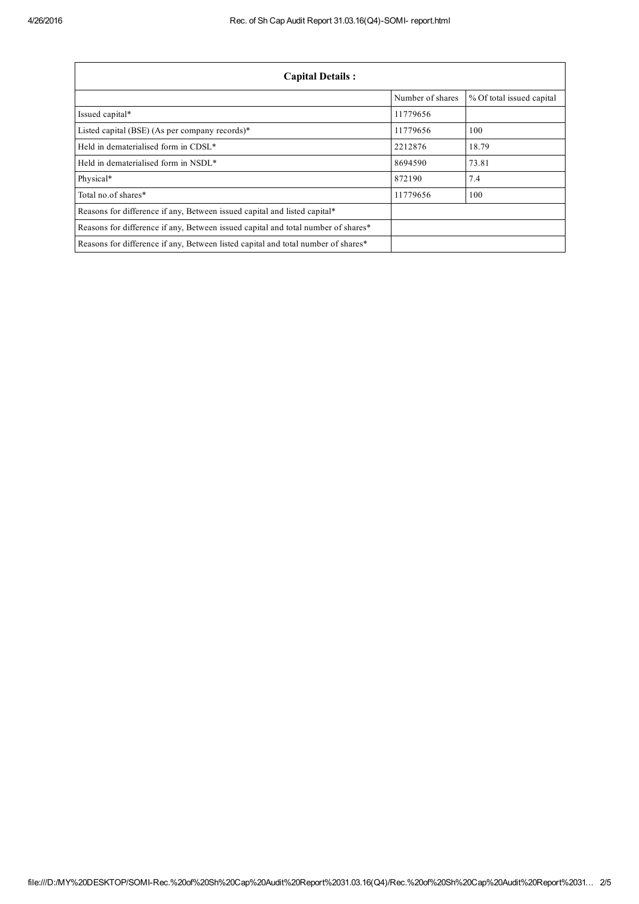| Capital Details : | | |
|---|---|---|
| | Number of shares | % Of total issued capital |
| Issued capital* | 11779656 | |
| Listed capital (BSE) (As per company records)* | 11779656 | 100 |
| Held in dematerialised form in CDSL* | 2212876 | 18.79 |
| Held in dematerialised form in NSDL* | 8694590 | 73.81 |
| Physical* | 872190 | 7.4 |
| Total no.of shares* | 11779656 | 100 |
| Reasons for difference if any, Between issued capital and listed capital* | | |
| Reasons for difference if any, Between issued capital and total number of shares* | | |
| Reasons for difference if any, Between listed capital and total number of shares* | | |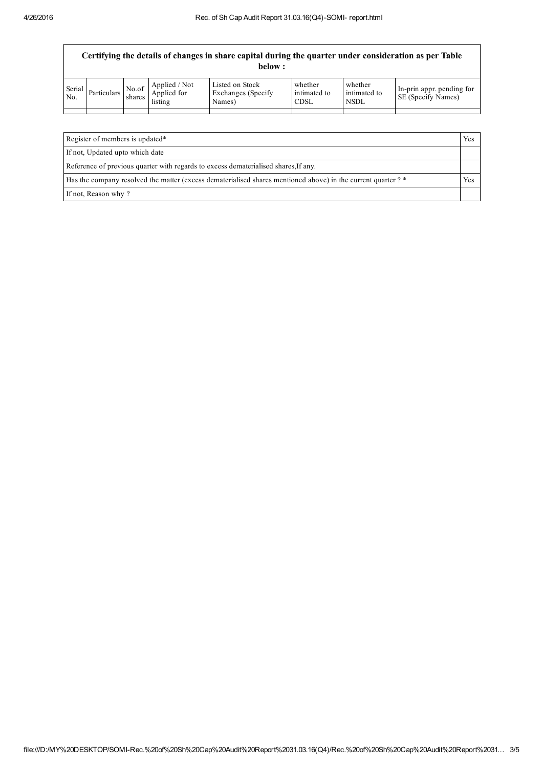| Certifying the details of changes in share capital during the quarter under consideration as per Table below : | | | | | | | |
|---|---|---|---|---|---|---|---|
| Serial No. | Particulars | No.of shares | Applied / Not Applied for listing | Listed on Stock Exchanges (Specify Names) | whether intimated to CDSL | whether intimated to NSDL | In-prin appr. pending for SE (Specify Names) |
| | | | | | | | |

| | |
|---|---|
| Register of members is updated* | Yes |
| If not, Updated upto which date | |
| Reference of previous quarter with regards to excess dematerialised shares,If any. | |
| Has the company resolved the matter (excess dematerialised shares mentioned above) in the current quarter ? * | Yes |
| If not, Reason why ? | |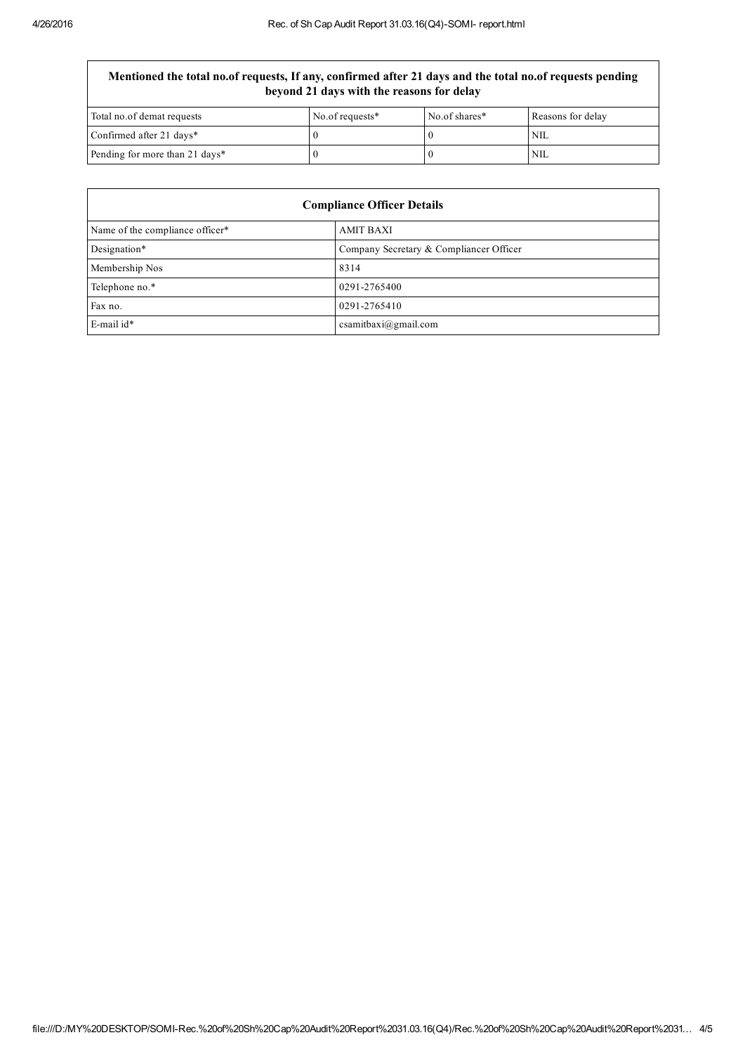| Mentioned the total no.of requests, If any, confirmed after 21 days and the total no.of requests pending beyond 21 days with the reasons for delay | | | |
|---|---|---|---|
| Total no.of demat requests | No.of requests* | No.of shares* | Reasons for delay |
| Confirmed after 21 days* | 0 | 0 | NIL |
| Pending for more than 21 days* | 0 | 0 | NIL |

| Compliance Officer Details | |
|---|---|
| Name of the compliance officer* | AMIT BAXI |
| Designation* | Company Secretary & Compliancer Officer |
| Membership Nos | 8314 |
| Telephone no.* | 0291-2765400 |
| Fax no. | 0291-2765410 |
| E-mail id* | csamitbaxi@gmail.com |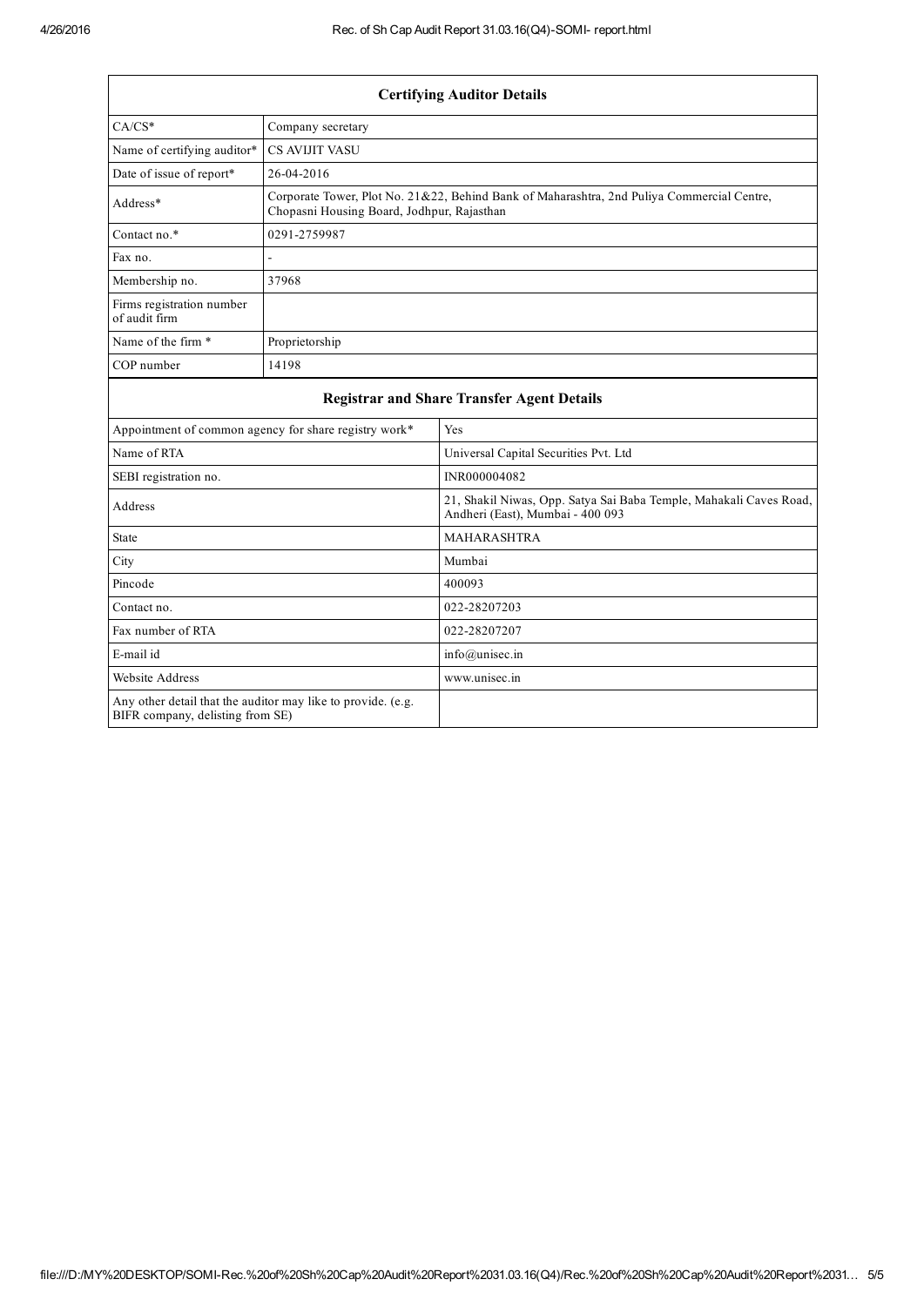## Certifying Auditor Details

| | |
|---|---|
| CA/CS* | Company secretary |
| Name of certifying auditor* | CS AVIJIT VASU |
| Date of issue of report* | 26-04-2016 |
| Address* | Corporate Tower, Plot No. 21&22, Behind Bank of Maharashtra, 2nd Puliya Commercial Centre, Chopasni Housing Board, Jodhpur, Rajasthan |
| Contact no.* | 0291-2759987 |
| Fax no. | - |
| Membership no. | 37968 |
| Firms registration number of audit firm | |
| Name of the firm * | Proprietorship |
| COP number | 14198 |

## Registrar and Share Transfer Agent Details

| | |
|---|---|
| Appointment of common agency for share registry work* | Yes |
| Name of RTA | Universal Capital Securities Pvt. Ltd |
| SEBI registration no. | INR000004082 |
| Address | 21, Shakil Niwas, Opp. Satya Sai Baba Temple, Mahakali Caves Road, Andheri (East), Mumbai - 400 093 |
| State | MAHARASHTRA |
| City | Mumbai |
| Pincode | 400093 |
| Contact no. | 022-28207203 |
| Fax number of RTA | 022-28207207 |
| E-mail id | info@unisec.in |
| Website Address | www.unisec.in |
| Any other detail that the auditor may like to provide. (e.g. BIFR company, delisting from SE) | |